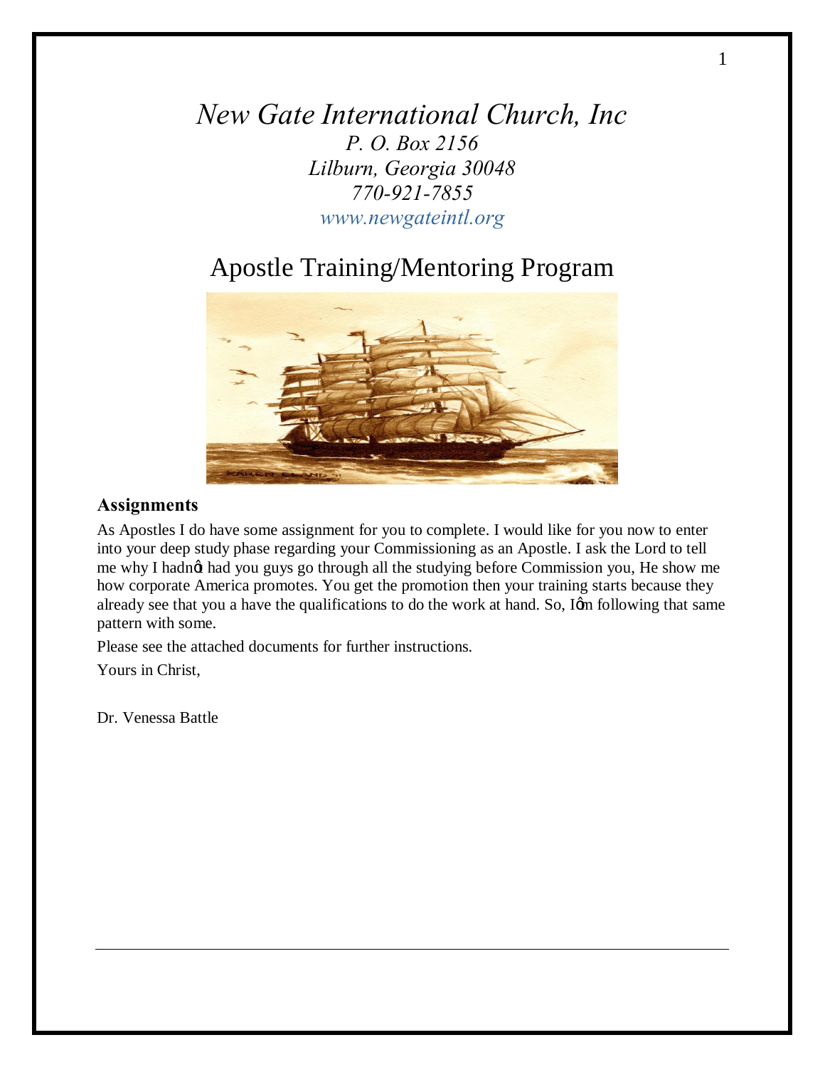# *New Gate International Church, Inc*

*P. O. Box 2156*
*Lilburn, Georgia 30048*
*770-921-7855*
*www.newgateintl.org*

## Apostle Training/Mentoring Program

### Assignments

As Apostles I do have some assignment for you to complete. I would like for you now to enter into your deep study phase regarding your Commissioning as an Apostle. I ask the Lord to tell me why I hadn't had you guys go through all the studying before Commission you, He show me how corporate America promotes. You get the promotion then your training starts because they already see that you a have the qualifications to do the work at hand. So, I'm following that same pattern with some.

Please see the attached documents for further instructions.

Yours in Christ,

Dr. Venessa Battle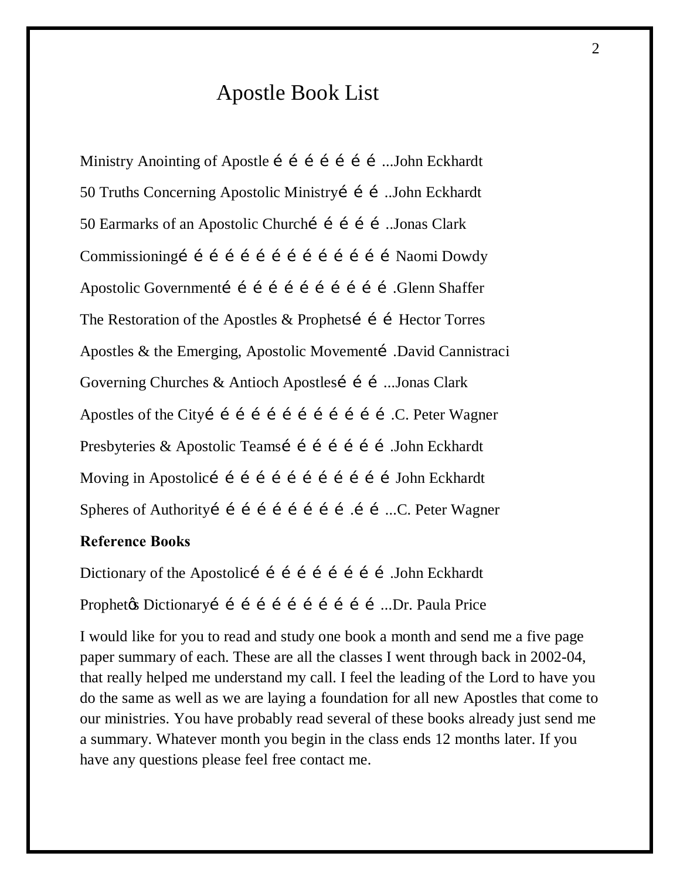# Apostle Book List

Ministry Anointing of Apostle é é é é é é é ...John Eckhardt

50 Truths Concerning Apostolic Ministryé é é ..John Eckhardt

50 Earmarks of an Apostolic Churché é é é é ..Jonas Clark

Commissioningé é é é é é é é é é é é é é Naomi Dowdy

Apostolic Governmenté é é é é é é é é é é .Glenn Shaffer

The Restoration of the Apostles & Prophetsé é é Hector Torres

Apostles & the Emerging, Apostolic Movementé .David Cannistraci

Governing Churches & Antioch Apostlesé é é ...Jonas Clark

Apostles of the Cityé é é é é é é é é é é é .C. Peter Wagner

Presbyteries & Apostolic Teamsé é é é é é é .John Eckhardt

Moving in Apostolicé é é é é é é é é é é é John Eckhardt

Spheres of Authorityé é é é é é é é é .é é ...C. Peter Wagner

**Reference Books**

Dictionary of the Apostolicé é é é é é é é é .John Eckhardt

Prophetœ Dictionaryé é é é é é é é é é é ...Dr. Paula Price

I would like for you to read and study one book a month and send me a five page paper summary of each. These are all the classes I went through back in 2002-04, that really helped me understand my call. I feel the leading of the Lord to have you do the same as well as we are laying a foundation for all new Apostles that come to our ministries. You have probably read several of these books already just send me a summary. Whatever month you begin in the class ends 12 months later. If you have any questions please feel free contact me.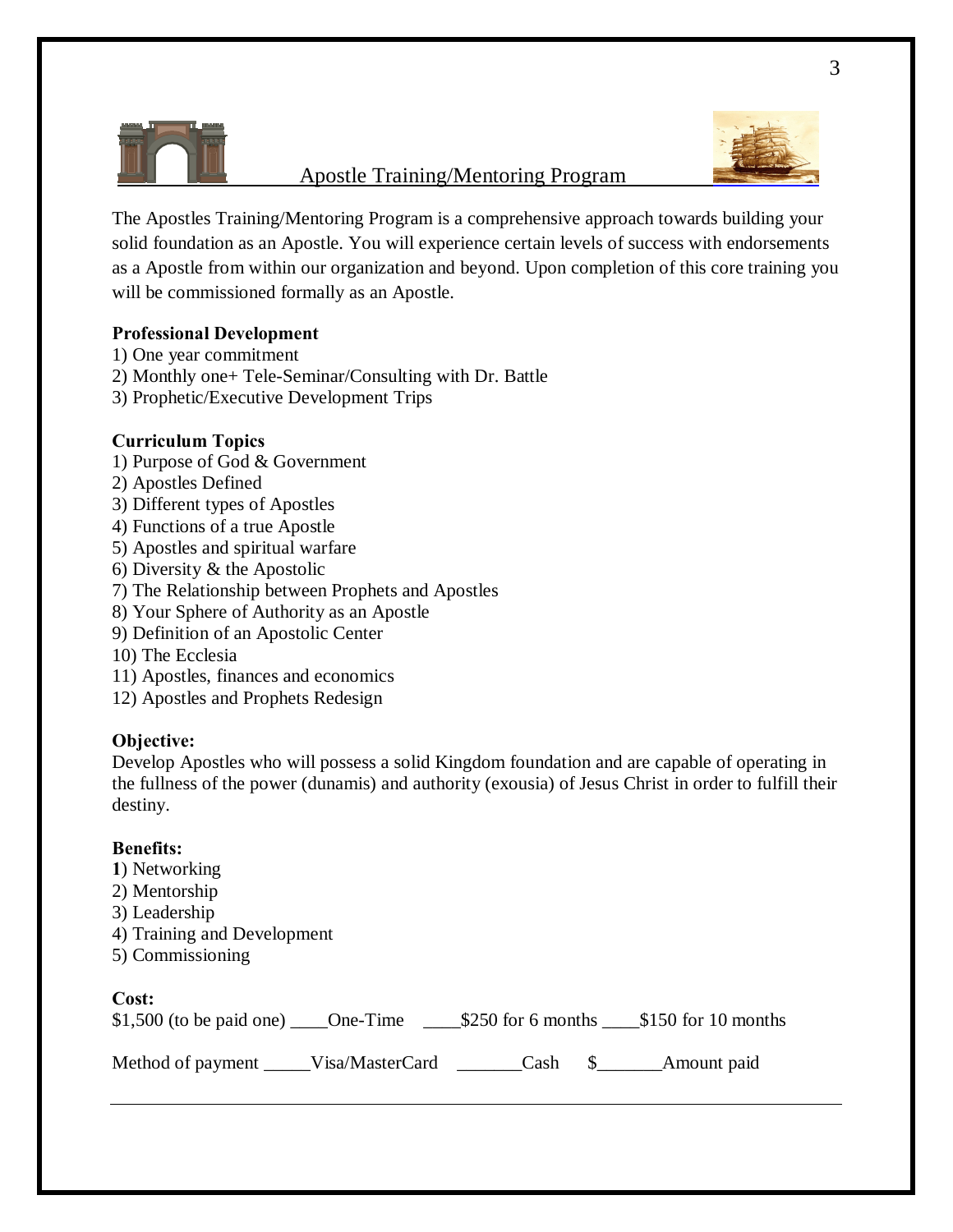## Apostle Training/Mentoring Program

The Apostles Training/Mentoring Program is a comprehensive approach towards building your solid foundation as an Apostle. You will experience certain levels of success with endorsements as a Apostle from within our organization and beyond. Upon completion of this core training you will be commissioned formally as an Apostle.

**Professional Development**

1) One year commitment
2) Monthly one+ Tele-Seminar/Consulting with Dr. Battle
3) Prophetic/Executive Development Trips

**Curriculum Topics**

1) Purpose of God & Government
2) Apostles Defined
3) Different types of Apostles
4) Functions of a true Apostle
5) Apostles and spiritual warfare
6) Diversity & the Apostolic
7) The Relationship between Prophets and Apostles
8) Your Sphere of Authority as an Apostle
9) Definition of an Apostolic Center
10) The Ecclesia
11) Apostles, finances and economics
12) Apostles and Prophets Redesign

**Objective:**

Develop Apostles who will possess a solid Kingdom foundation and are capable of operating in the fullness of the power (dunamis) and authority (exousia) of Jesus Christ in order to fulfill their destiny.

**Benefits:**

**1**) Networking
2) Mentorship
3) Leadership
4) Training and Development
5) Commissioning

**Cost:**

$1,500 (to be paid one) ____One-Time ____$250 for 6 months ____$150 for 10 months

Method of payment _____Visa/MasterCard _______Cash $_______Amount paid